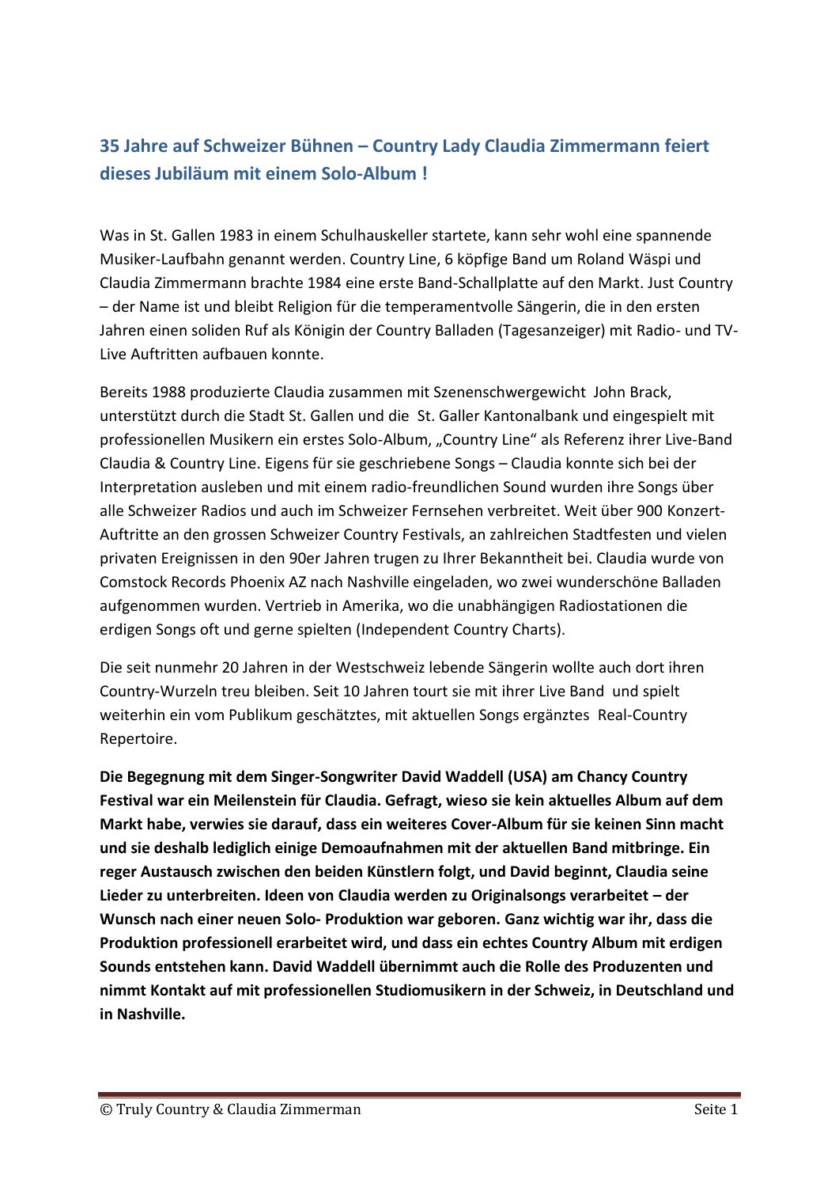## 35 Jahre auf Schweizer Bühnen – Country Lady Claudia Zimmermann feiert dieses Jubiläum mit einem Solo-Album !

Was in St. Gallen 1983 in einem Schulhauskeller startete, kann sehr wohl eine spannende Musiker-Laufbahn genannt werden. Country Line, 6 köpfige Band um Roland Wäspi und Claudia Zimmermann brachte 1984 eine erste Band-Schallplatte auf den Markt. Just Country – der Name ist und bleibt Religion für die temperamentvolle Sängerin, die in den ersten Jahren einen soliden Ruf als Königin der Country Balladen (Tagesanzeiger) mit Radio- und TV-Live Auftritten aufbauen konnte.

Bereits 1988 produzierte Claudia zusammen mit Szenenschwergewicht John Brack, unterstützt durch die Stadt St. Gallen und die St. Galler Kantonalbank und eingespielt mit professionellen Musikern ein erstes Solo-Album, „Country Line" als Referenz ihrer Live-Band Claudia & Country Line. Eigens für sie geschriebene Songs – Claudia konnte sich bei der Interpretation ausleben und mit einem radio-freundlichen Sound wurden ihre Songs über alle Schweizer Radios und auch im Schweizer Fernsehen verbreitet. Weit über 900 Konzert-Auftritte an den grossen Schweizer Country Festivals, an zahlreichen Stadtfesten und vielen privaten Ereignissen in den 90er Jahren trugen zu Ihrer Bekanntheit bei. Claudia wurde von Comstock Records Phoenix AZ nach Nashville eingeladen, wo zwei wunderschöne Balladen aufgenommen wurden. Vertrieb in Amerika, wo die unabhängigen Radiostationen die erdigen Songs oft und gerne spielten (Independent Country Charts).

Die seit nunmehr 20 Jahren in der Westschweiz lebende Sängerin wollte auch dort ihren Country-Wurzeln treu bleiben. Seit 10 Jahren tourt sie mit ihrer Live Band und spielt weiterhin ein vom Publikum geschätztes, mit aktuellen Songs ergänztes Real-Country Repertoire.

**Die Begegnung mit dem Singer-Songwriter David Waddell (USA) am Chancy Country Festival war ein Meilenstein für Claudia. Gefragt, wieso sie kein aktuelles Album auf dem Markt habe, verwies sie darauf, dass ein weiteres Cover-Album für sie keinen Sinn macht und sie deshalb lediglich einige Demoaufnahmen mit der aktuellen Band mitbringe. Ein reger Austausch zwischen den beiden Künstlern folgt, und David beginnt, Claudia seine Lieder zu unterbreiten. Ideen von Claudia werden zu Originalsongs verarbeitet – der Wunsch nach einer neuen Solo- Produktion war geboren. Ganz wichtig war ihr, dass die Produktion professionell erarbeitet wird, und dass ein echtes Country Album mit erdigen Sounds entstehen kann. David Waddell übernimmt auch die Rolle des Produzenten und nimmt Kontakt auf mit professionellen Studiomusikern in der Schweiz, in Deutschland und in Nashville.**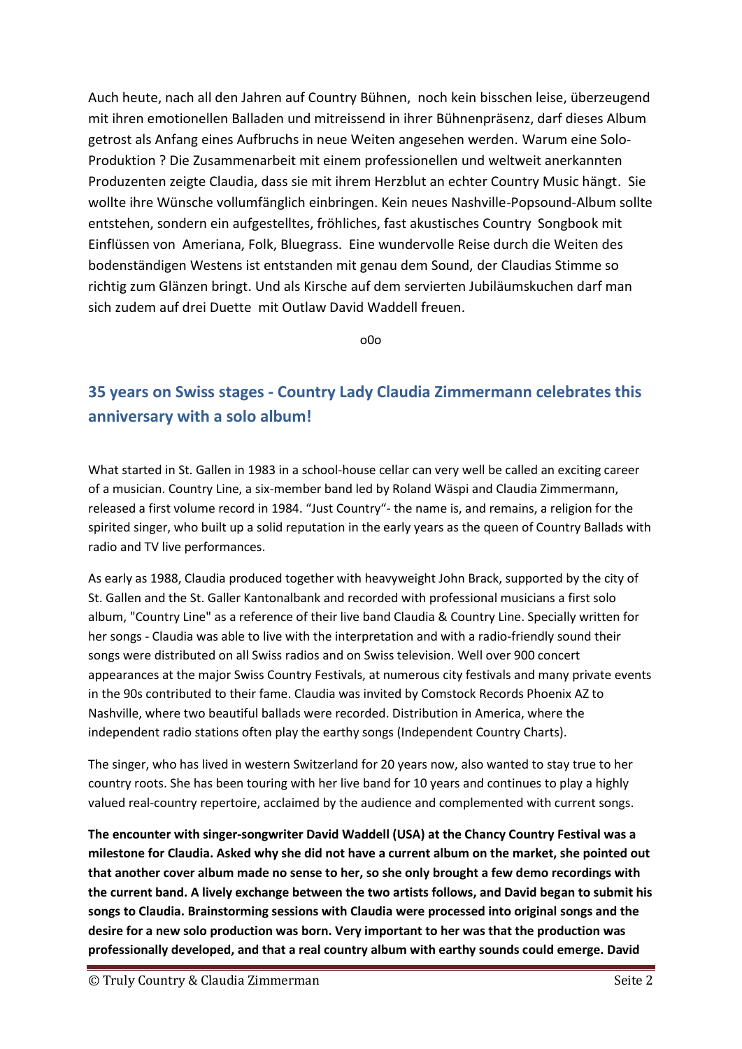Auch heute, nach all den Jahren auf Country Bühnen, noch kein bisschen leise, überzeugend mit ihren emotionellen Balladen und mitreissend in ihrer Bühnenpräsenz, darf dieses Album getrost als Anfang eines Aufbruchs in neue Weiten angesehen werden. Warum eine Solo-Produktion ? Die Zusammenarbeit mit einem professionellen und weltweit anerkannten Produzenten zeigte Claudia, dass sie mit ihrem Herzblut an echter Country Music hängt. Sie wollte ihre Wünsche vollumfänglich einbringen. Kein neues Nashville-Popsound-Album sollte entstehen, sondern ein aufgestelltes, fröhliches, fast akustisches Country Songbook mit Einflüssen von Ameriana, Folk, Bluegrass. Eine wundervolle Reise durch die Weiten des bodenständigen Westens ist entstanden mit genau dem Sound, der Claudias Stimme so richtig zum Glänzen bringt. Und als Kirsche auf dem servierten Jubiläumskuchen darf man sich zudem auf drei Duette mit Outlaw David Waddell freuen.

o0o

## 35 years on Swiss stages - Country Lady Claudia Zimmermann celebrates this anniversary with a solo album!

What started in St. Gallen in 1983 in a school-house cellar can very well be called an exciting career of a musician. Country Line, a six-member band led by Roland Wäspi and Claudia Zimmermann, released a first volume record in 1984. "Just Country"- the name is, and remains, a religion for the spirited singer, who built up a solid reputation in the early years as the queen of Country Ballads with radio and TV live performances.

As early as 1988, Claudia produced together with heavyweight John Brack, supported by the city of St. Gallen and the St. Galler Kantonalbank and recorded with professional musicians a first solo album, "Country Line" as a reference of their live band Claudia & Country Line. Specially written for her songs - Claudia was able to live with the interpretation and with a radio-friendly sound their songs were distributed on all Swiss radios and on Swiss television. Well over 900 concert appearances at the major Swiss Country Festivals, at numerous city festivals and many private events in the 90s contributed to their fame. Claudia was invited by Comstock Records Phoenix AZ to Nashville, where two beautiful ballads were recorded. Distribution in America, where the independent radio stations often play the earthy songs (Independent Country Charts).

The singer, who has lived in western Switzerland for 20 years now, also wanted to stay true to her country roots. She has been touring with her live band for 10 years and continues to play a highly valued real-country repertoire, acclaimed by the audience and complemented with current songs.

**The encounter with singer-songwriter David Waddell (USA) at the Chancy Country Festival was a milestone for Claudia. Asked why she did not have a current album on the market, she pointed out that another cover album made no sense to her, so she only brought a few demo recordings with the current band. A lively exchange between the two artists follows, and David began to submit his songs to Claudia. Brainstorming sessions with Claudia were processed into original songs and the desire for a new solo production was born. Very important to her was that the production was professionally developed, and that a real country album with earthy sounds could emerge. David**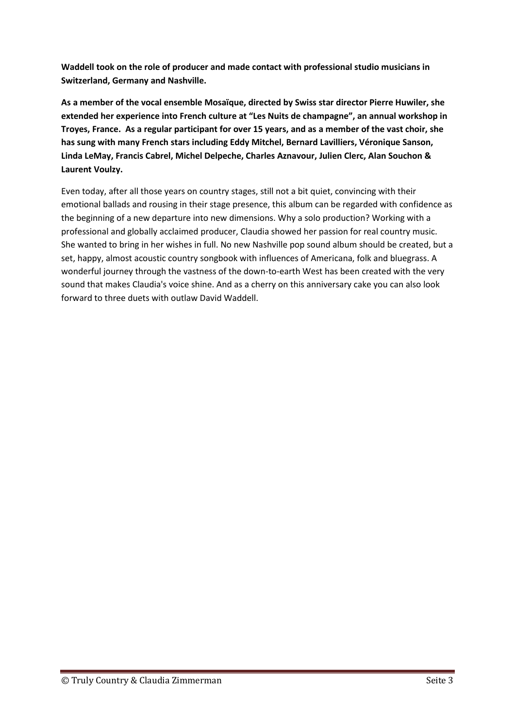**Waddell took on the role of producer and made contact with professional studio musicians in Switzerland, Germany and Nashville.**

**As a member of the vocal ensemble Mosaïque, directed by Swiss star director Pierre Huwiler, she extended her experience into French culture at "Les Nuits de champagne", an annual workshop in Troyes, France. As a regular participant for over 15 years, and as a member of the vast choir, she has sung with many French stars including Eddy Mitchel, Bernard Lavilliers, Véronique Sanson, Linda LeMay, Francis Cabrel, Michel Delpeche, Charles Aznavour, Julien Clerc, Alan Souchon & Laurent Voulzy.**

Even today, after all those years on country stages, still not a bit quiet, convincing with their emotional ballads and rousing in their stage presence, this album can be regarded with confidence as the beginning of a new departure into new dimensions. Why a solo production? Working with a professional and globally acclaimed producer, Claudia showed her passion for real country music. She wanted to bring in her wishes in full. No new Nashville pop sound album should be created, but a set, happy, almost acoustic country songbook with influences of Americana, folk and bluegrass. A wonderful journey through the vastness of the down-to-earth West has been created with the very sound that makes Claudia's voice shine. And as a cherry on this anniversary cake you can also look forward to three duets with outlaw David Waddell.